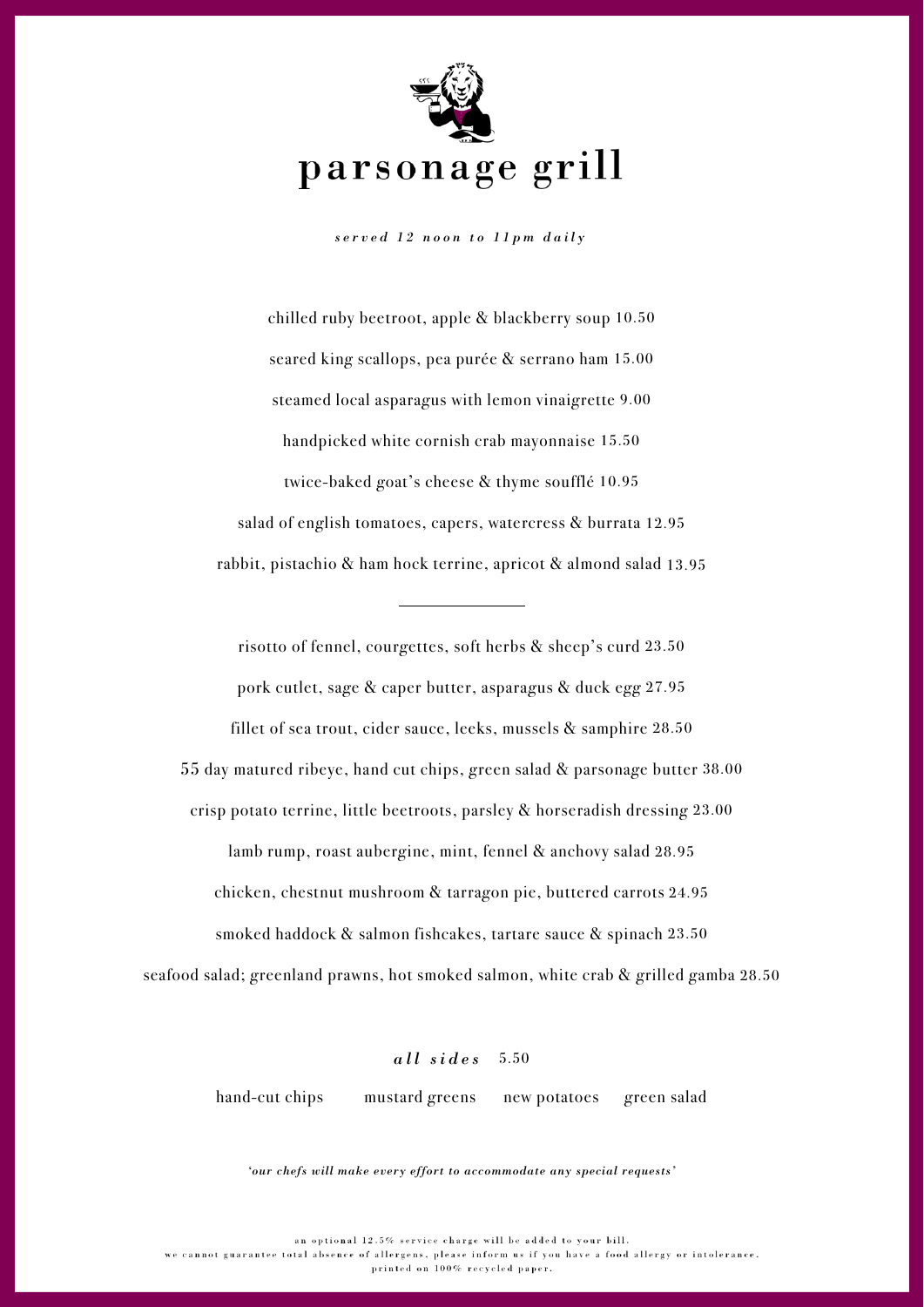# parsonage grill

*served 12 noon to 11pm daily*

chilled ruby beetroot, apple & blackberry soup 10.50

seared king scallops, pea purée & serrano ham 15.00

steamed local asparagus with lemon vinaigrette 9.00

handpicked white cornish crab mayonnaise 15.50

twice-baked goat's cheese & thyme soufflé 10.95

salad of english tomatoes, capers, watercress & burrata 12.95

rabbit, pistachio & ham hock terrine, apricot & almond salad 13.95

---

risotto of fennel, courgettes, soft herbs & sheep's curd 23.50

pork cutlet, sage & caper butter, asparagus & duck egg 27.95

fillet of sea trout, cider sauce, leeks, mussels & samphire 28.50

55 day matured ribeye, hand cut chips, green salad & parsonage butter 38.00

crisp potato terrine, little beetroots, parsley & horseradish dressing 23.00

lamb rump, roast aubergine, mint, fennel & anchovy salad 28.95

chicken, chestnut mushroom & tarragon pie, buttered carrots 24.95

smoked haddock & salmon fishcakes, tartare sauce & spinach 23.50

seafood salad; greenland prawns, hot smoked salmon, white crab & grilled gamba 28.50

***all sides*** 5.50

hand-cut chips   mustard greens   new potatoes   green salad

*'our chefs will make every effort to accommodate any special requests'*

an optional 12.5% service charge will be added to your bill.
we cannot guarantee total absence of allergens, please inform us if you have a food allergy or intolerance.
printed on 100% recycled paper.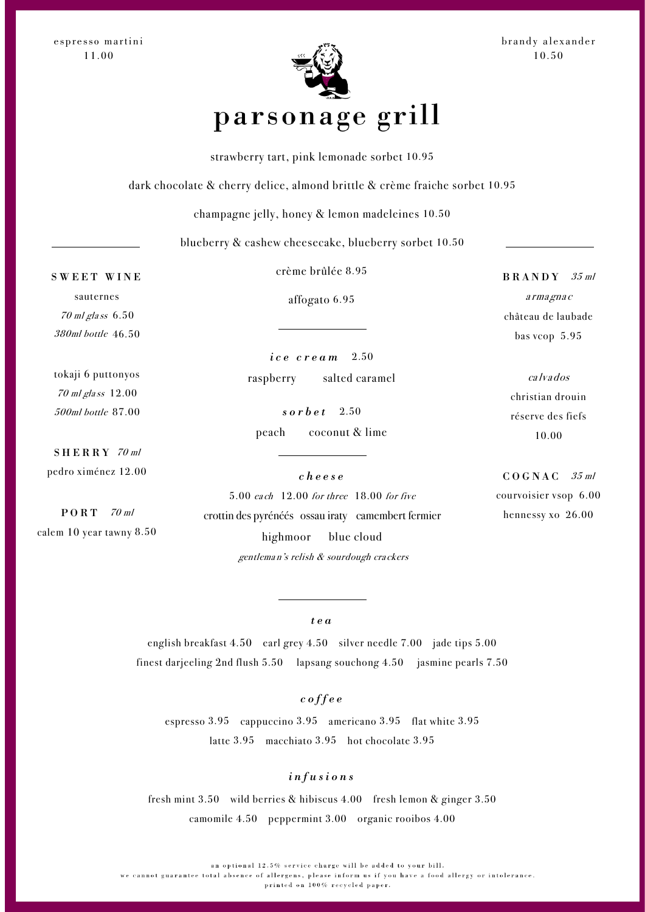espresso martini
11.00

brandy alexander
10.50

# parsonage grill

strawberry tart, pink lemonade sorbet 10.95

dark chocolate & cherry delice, almond brittle & crème fraiche sorbet 10.95

champagne jelly, honey & lemon madeleines 10.50

blueberry & cashew cheesecake, blueberry sorbet 10.50

crème brûlée 8.95

affogato 6.95

***ice cream*** 2.50

raspberry salted caramel

***sorbet*** 2.50

peach coconut & lime

***cheese***

5.00 *each* 12.00 *for three* 18.00 *for five*

crottin des pyrénéés ossau iraty camembert fermier

highmoor blue cloud

*gentleman's relish & sourdough crackers*

## SWEET WINE

sauternes
*70 ml glass* 6.50
*380ml bottle* 46.50

tokaji 6 puttonyos
*70 ml glass* 12.00
*500ml bottle* 87.00

## SHERRY *70 ml*

pedro ximénez 12.00

## PORT *70 ml*

calem 10 year tawny 8.50

## BRANDY *35 ml*

*armagnac*
château de laubade
bas vcop 5.95

*calvados*
christian drouin
réserve des fiefs
10.00

## COGNAC *35 ml*

courvoisier vsop 6.00
hennessy xo 26.00

***tea***

english breakfast 4.50 earl grey 4.50 silver needle 7.00 jade tips 5.00
finest darjeeling 2nd flush 5.50 lapsang souchong 4.50 jasmine pearls 7.50

***coffee***

espresso 3.95 cappuccino 3.95 americano 3.95 flat white 3.95
latte 3.95 macchiato 3.95 hot chocolate 3.95

***infusions***

fresh mint 3.50 wild berries & hibiscus 4.00 fresh lemon & ginger 3.50
camomile 4.50 peppermint 3.00 organic rooibos 4.00

an optional 12.5% service charge will be added to your bill.
we cannot guarantee total absence of allergens, please inform us if you have a food allergy or intolerance.
printed on 100% recycled paper.